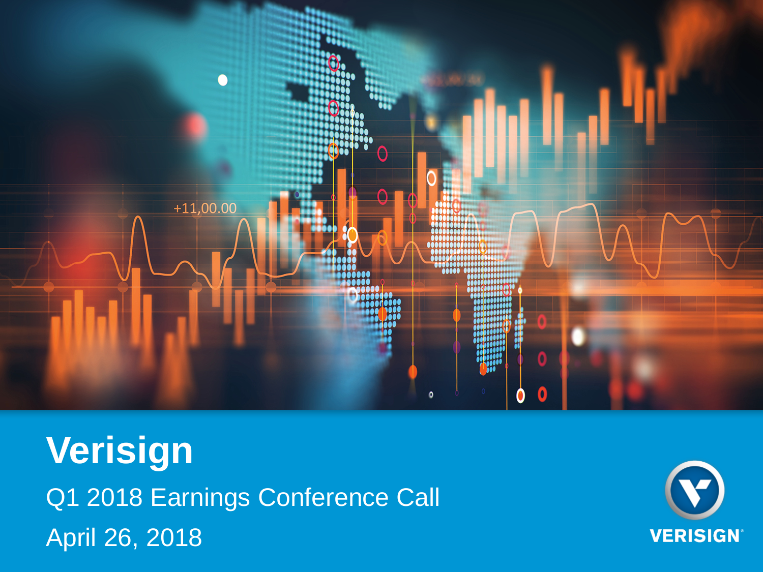# Verisign

Q1 2018 Earnings Conference Call

April 26, 2018

VERISIGN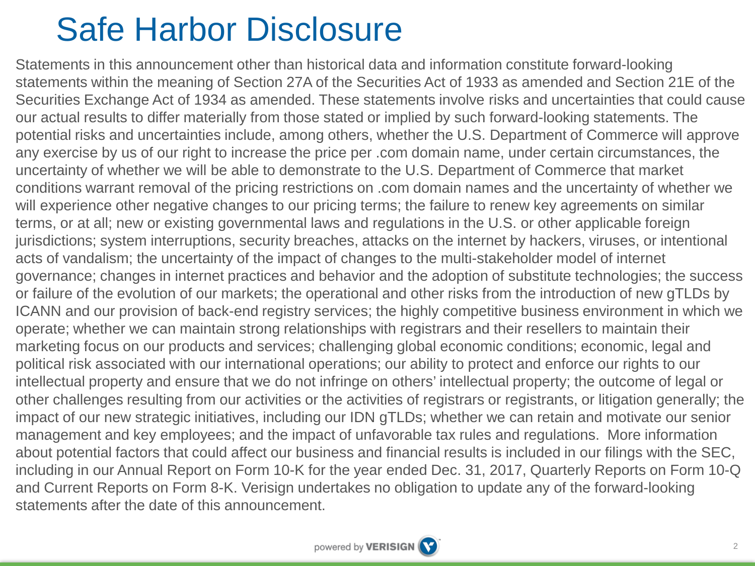# Safe Harbor Disclosure

Statements in this announcement other than historical data and information constitute forward-looking statements within the meaning of Section 27A of the Securities Act of 1933 as amended and Section 21E of the Securities Exchange Act of 1934 as amended. These statements involve risks and uncertainties that could cause our actual results to differ materially from those stated or implied by such forward-looking statements. The potential risks and uncertainties include, among others, whether the U.S. Department of Commerce will approve any exercise by us of our right to increase the price per .com domain name, under certain circumstances, the uncertainty of whether we will be able to demonstrate to the U.S. Department of Commerce that market conditions warrant removal of the pricing restrictions on .com domain names and the uncertainty of whether we will experience other negative changes to our pricing terms; the failure to renew key agreements on similar terms, or at all; new or existing governmental laws and regulations in the U.S. or other applicable foreign jurisdictions; system interruptions, security breaches, attacks on the internet by hackers, viruses, or intentional acts of vandalism; the uncertainty of the impact of changes to the multi-stakeholder model of internet governance; changes in internet practices and behavior and the adoption of substitute technologies; the success or failure of the evolution of our markets; the operational and other risks from the introduction of new gTLDs by ICANN and our provision of back-end registry services; the highly competitive business environment in which we operate; whether we can maintain strong relationships with registrars and their resellers to maintain their marketing focus on our products and services; challenging global economic conditions; economic, legal and political risk associated with our international operations; our ability to protect and enforce our rights to our intellectual property and ensure that we do not infringe on others' intellectual property; the outcome of legal or other challenges resulting from our activities or the activities of registrars or registrants, or litigation generally; the impact of our new strategic initiatives, including our IDN gTLDs; whether we can retain and motivate our senior management and key employees; and the impact of unfavorable tax rules and regulations. More information about potential factors that could affect our business and financial results is included in our filings with the SEC, including in our Annual Report on Form 10-K for the year ended Dec. 31, 2017, Quarterly Reports on Form 10-Q and Current Reports on Form 8-K. Verisign undertakes no obligation to update any of the forward-looking statements after the date of this announcement.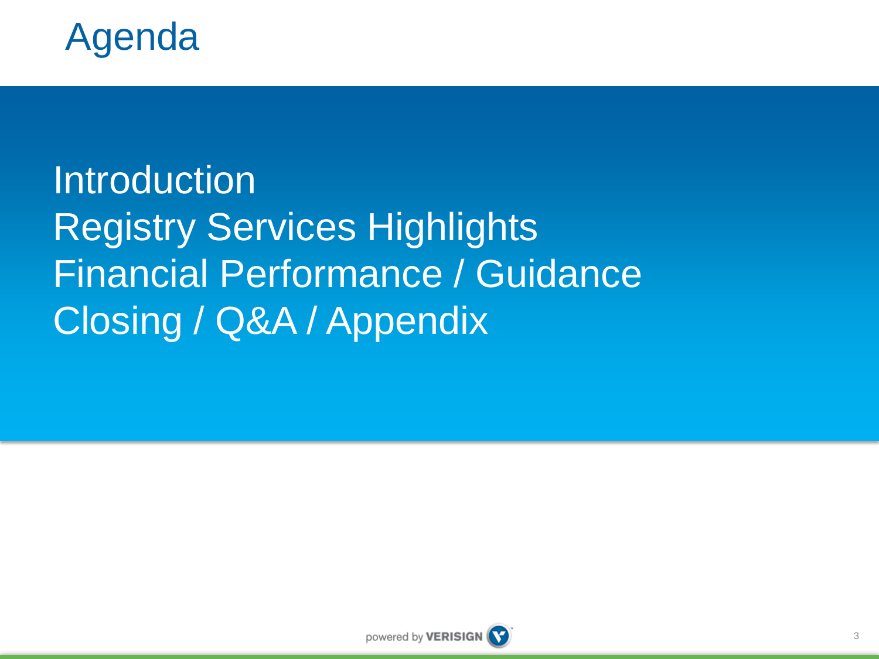# Agenda

Introduction
Registry Services Highlights
Financial Performance / Guidance
Closing / Q&A / Appendix

powered by VERISIGN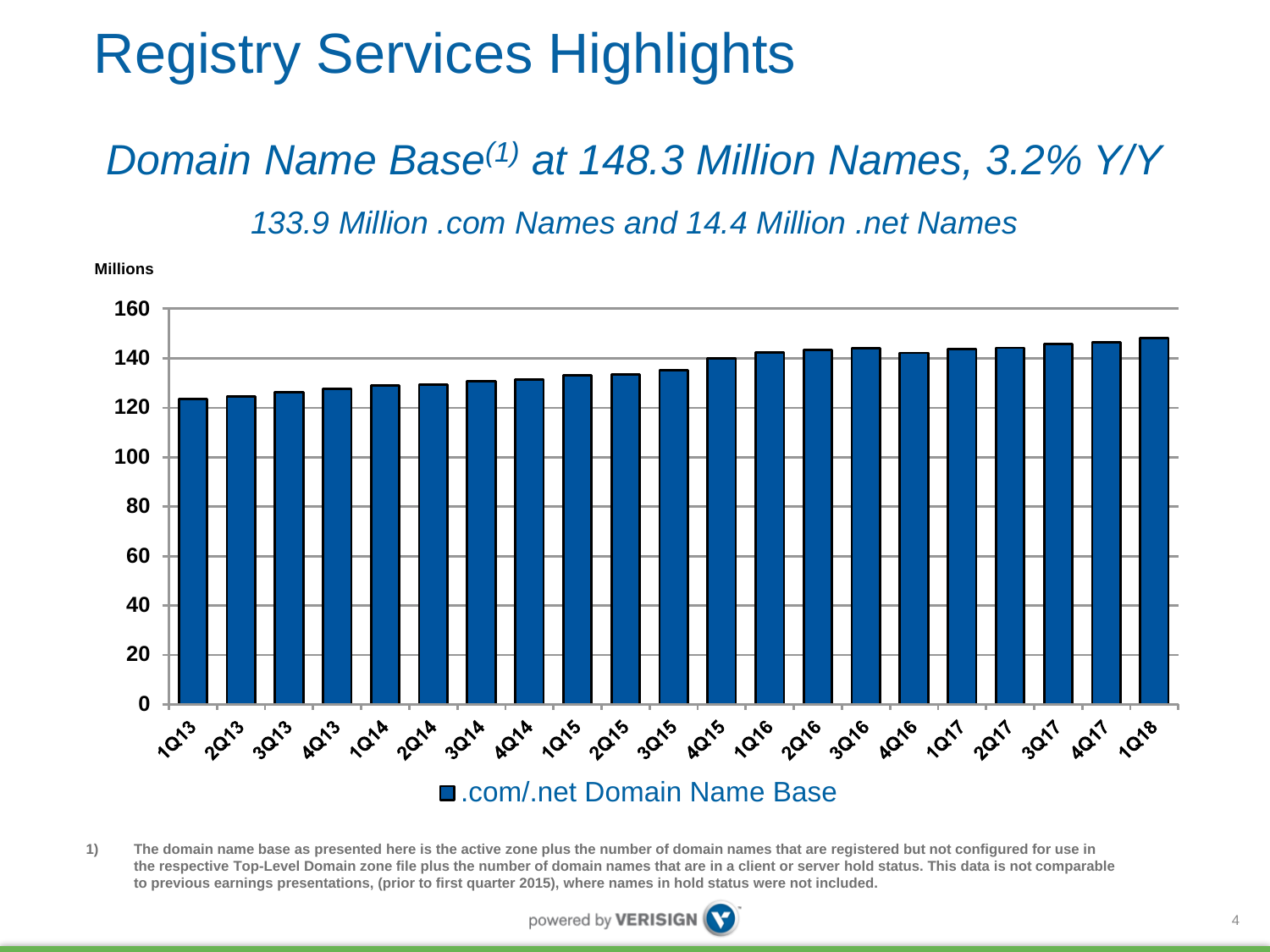# Registry Services Highlights

## *Domain Name Base[1] at 148.3 Million Names, 3.2% Y/Y*

*133.9 Million .com Names and 14.4 Million .net Names*

Millions

| Quarter | .com/.net Domain Name Base |
|---|---|
| 1Q13 | |
| 2Q13 | |
| 3Q13 | |
| 4Q13 | |
| 1Q14 | |
| 2Q14 | |
| 3Q14 | |
| 4Q14 | |
| 1Q15 | |
| 2Q15 | |
| 3Q15 | |
| 4Q15 | |
| 1Q16 | |
| 2Q16 | |
| 3Q16 | |
| 4Q16 | |
| 1Q17 | |
| 2Q17 | |
| 3Q17 | |
| 4Q17 | |
| 1Q18 | |

.com/.net Domain Name Base

1) The domain name base as presented here is the active zone plus the number of domain names that are registered but not configured for use in the respective Top-Level Domain zone file plus the number of domain names that are in a client or server hold status. This data is not comparable to previous earnings presentations, (prior to first quarter 2015), where names in hold status were not included.

powered by VERISIGN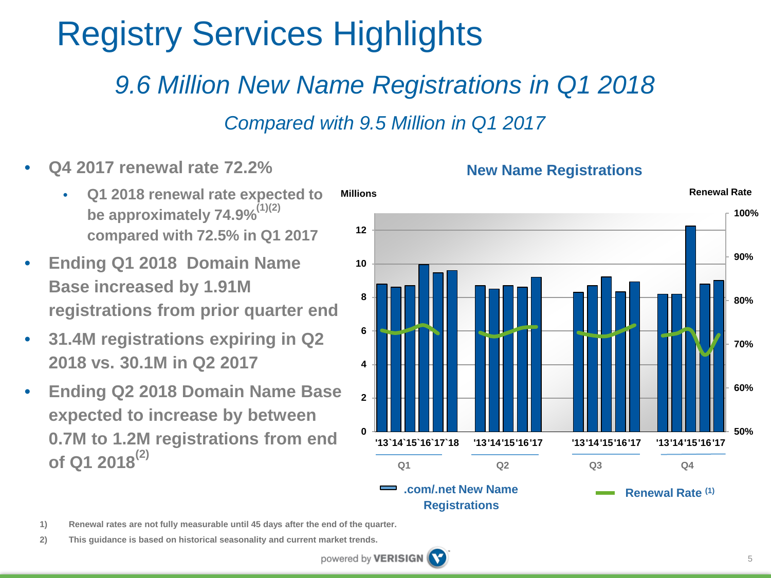# Registry Services Highlights

## *9.6 Million New Name Registrations in Q1 2018*

*Compared with 9.5 Million in Q1 2017*

- **Q4 2017 renewal rate 72.2%**
  - **Q1 2018 renewal rate expected to be approximately 74.9%[1][2] compared with 72.5% in Q1 2017**
- **Ending Q1 2018 Domain Name Base increased by 1.91M registrations from prior quarter end**
- **31.4M registrations expiring in Q2 2018 vs. 30.1M in Q2 2017**
- **Ending Q2 2018 Domain Name Base expected to increase by between 0.7M to 1.2M registrations from end of Q1 2018[2]**

**New Name Registrations**

Millions | Renewal Rate

'13 `14 `15 `16 `17 `18 — Q1; '13 '14 '15 '16 '17 — Q2; '13 '14 '15 '16 '17 — Q3; '13 '14 '15 '16 '17 — Q4

.com/.net New Name Registrations | Renewal Rate (1)

1) Renewal rates are not fully measurable until 45 days after the end of the quarter.

2) This guidance is based on historical seasonality and current market trends.

powered by VERISIGN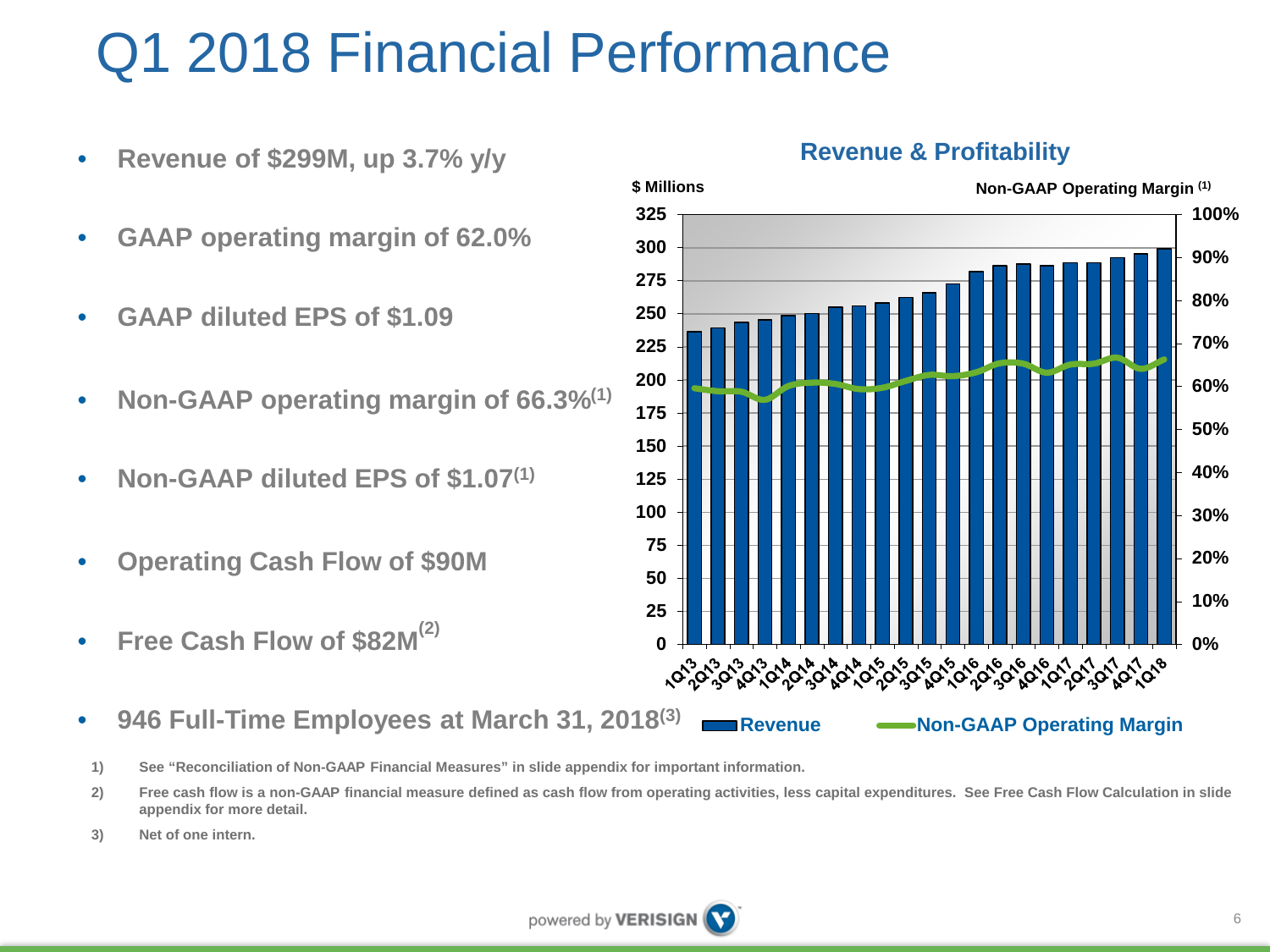# Q1 2018 Financial Performance

- **Revenue of $299M, up 3.7% y/y**
- **GAAP operating margin of 62.0%**
- **GAAP diluted EPS of $1.09**
- **Non-GAAP operating margin of 66.3%[1]**
- **Non-GAAP diluted EPS of $1.07[1]**
- **Operating Cash Flow of $90M**
- **Free Cash Flow of $82M[2]**
- **946 Full-Time Employees at March 31, 2018[3]**

**Revenue & Profitability**

$ Millions | Non-GAAP Operating Margin [1]

Legend: Revenue; Non-GAAP Operating Margin

Quarters: 1Q13, 2Q13, 3Q13, 4Q13, 1Q14, 2Q14, 3Q14, 4Q14, 1Q15, 2Q15, 3Q15, 4Q15, 1Q16, 2Q16, 3Q16, 4Q16, 1Q17, 2Q17, 3Q17, 4Q17, 1Q18

1) See "Reconciliation of Non-GAAP Financial Measures" in slide appendix for important information.

2) Free cash flow is a non-GAAP financial measure defined as cash flow from operating activities, less capital expenditures. See Free Cash Flow Calculation in slide appendix for more detail.

3) Net of one intern.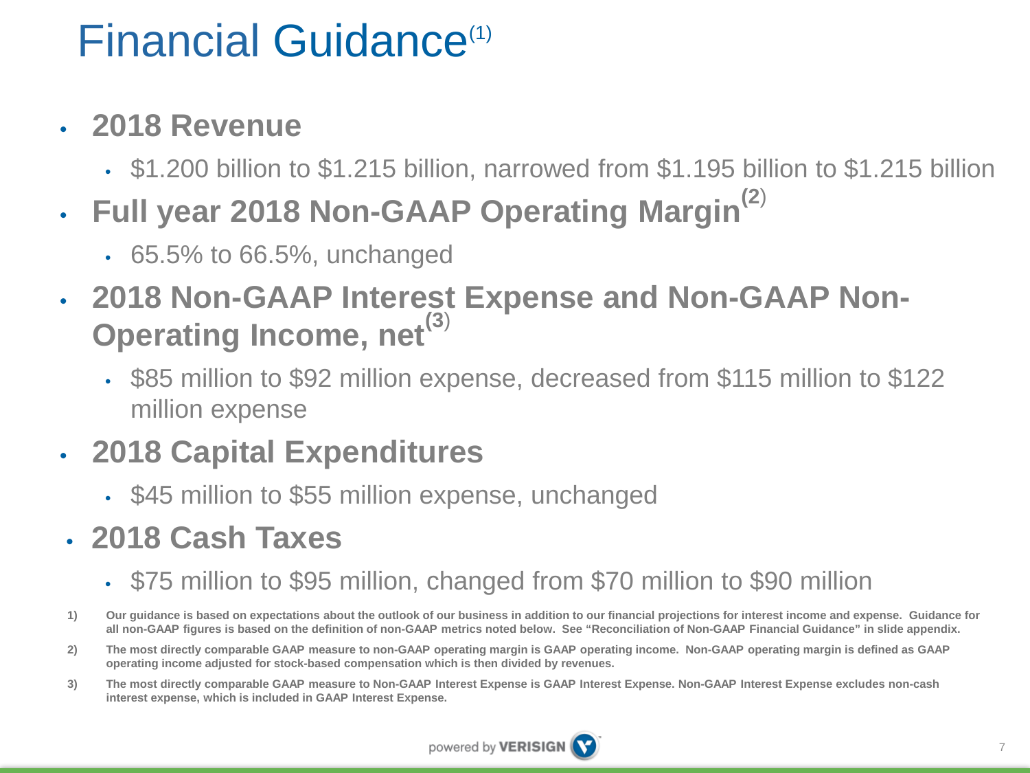# Financial Guidance[1]

- **2018 Revenue**
  - $1.200 billion to $1.215 billion, narrowed from $1.195 billion to $1.215 billion
- **Full year 2018 Non-GAAP Operating Margin[2]**
  - 65.5% to 66.5%, unchanged
- **2018 Non-GAAP Interest Expense and Non-GAAP Non-Operating Income, net[3]**
  - $85 million to $92 million expense, decreased from $115 million to $122 million expense
- **2018 Capital Expenditures**
  - $45 million to $55 million expense, unchanged
- **2018 Cash Taxes**
  - $75 million to $95 million, changed from $70 million to $90 million

1) **Our guidance is based on expectations about the outlook of our business in addition to our financial projections for interest income and expense. Guidance for all non-GAAP figures is based on the definition of non-GAAP metrics noted below. See "Reconciliation of Non-GAAP Financial Guidance" in slide appendix.**

2) **The most directly comparable GAAP measure to non-GAAP operating margin is GAAP operating income. Non-GAAP operating margin is defined as GAAP operating income adjusted for stock-based compensation which is then divided by revenues.**

3) **The most directly comparable GAAP measure to Non-GAAP Interest Expense is GAAP Interest Expense. Non-GAAP Interest Expense excludes non-cash interest expense, which is included in GAAP Interest Expense.**

powered by VERISIGN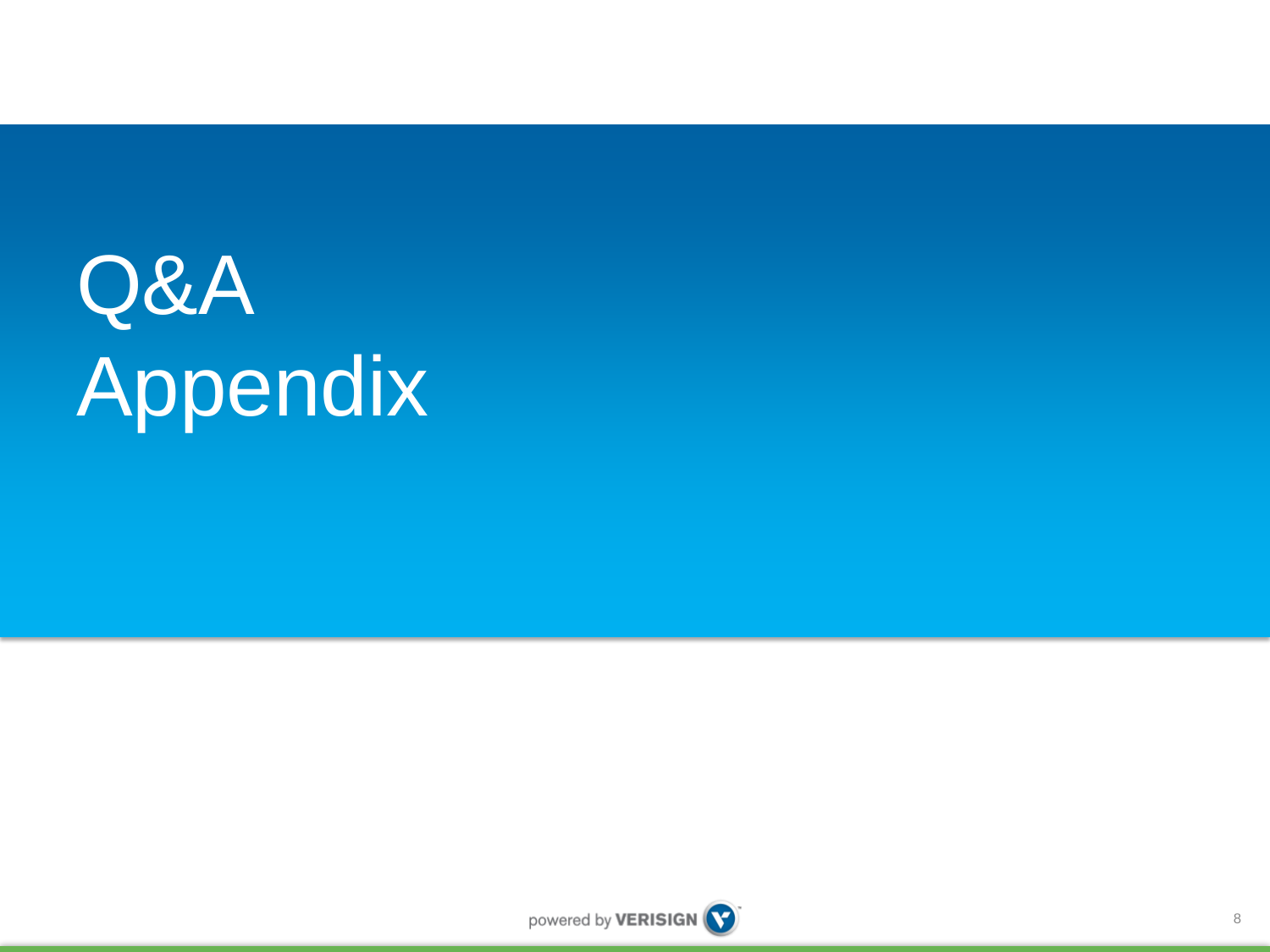# Q&A
# Appendix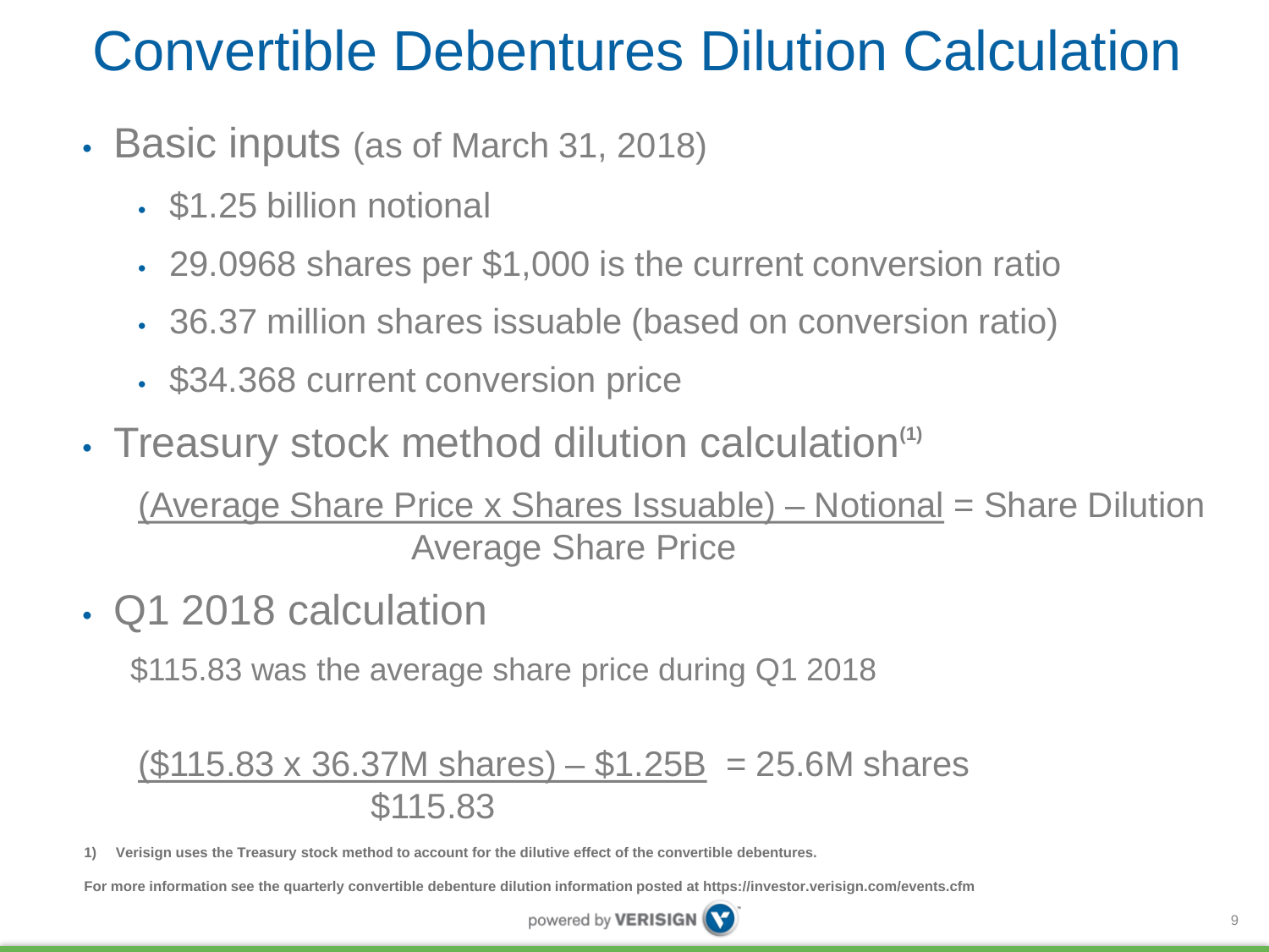# Convertible Debentures Dilution Calculation

- Basic inputs (as of March 31, 2018)
  - $1.25 billion notional
  - 29.0968 shares per $1,000 is the current conversion ratio
  - 36.37 million shares issuable (based on conversion ratio)
  - $34.368 current conversion price
- Treasury stock method dilution calculation[(1)]

$$\frac{(\text{Average Share Price} \times \text{Shares Issuable}) - \text{Notional}}{\text{Average Share Price}} = \text{Share Dilution}$$

- Q1 2018 calculation

$115.83 was the average share price during Q1 2018

$$\frac{(\$115.83 \times 36.37\text{M shares}) - \$1.25\text{B}}{\$115.83} = 25.6\text{M shares}$$

**1) Verisign uses the Treasury stock method to account for the dilutive effect of the convertible debentures.**

**For more information see the quarterly convertible debenture dilution information posted at https://investor.verisign.com/events.cfm**

powered by VERISIGN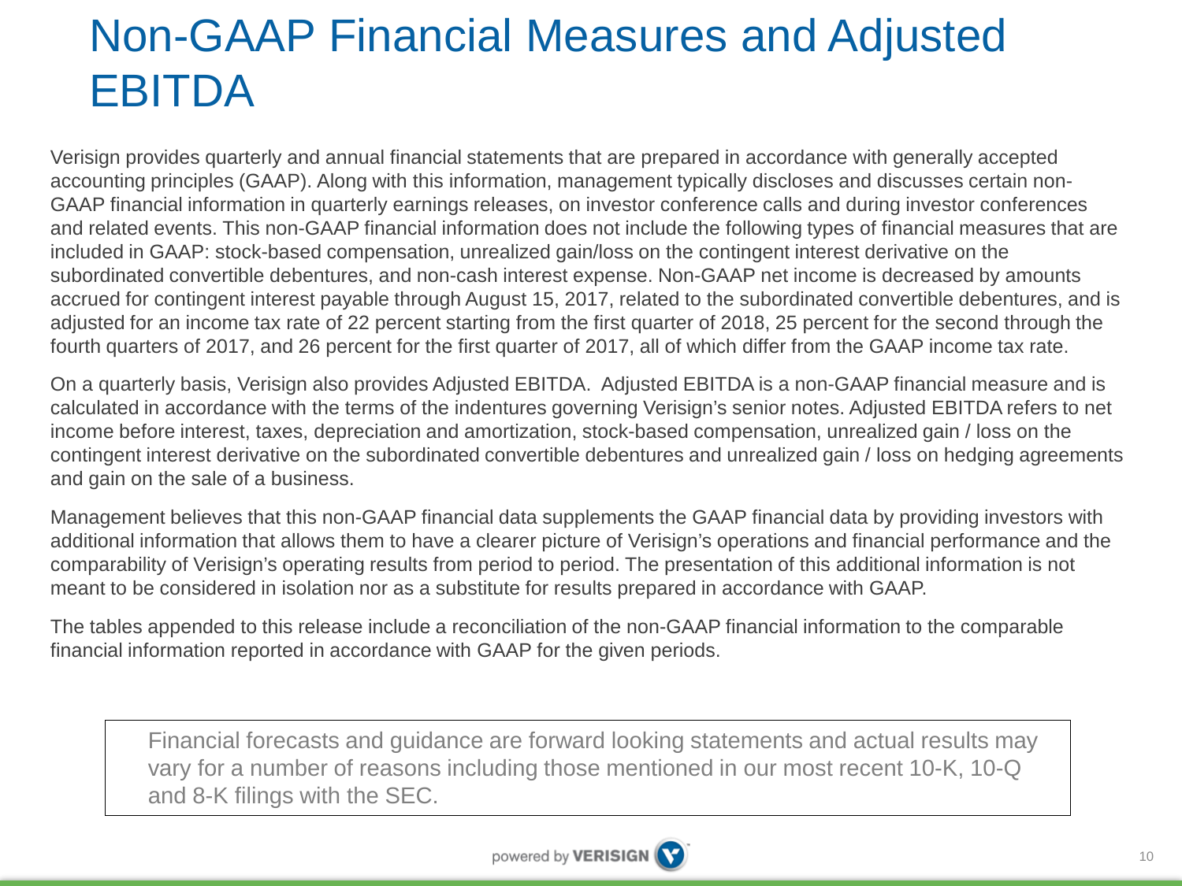# Non-GAAP Financial Measures and Adjusted EBITDA

Verisign provides quarterly and annual financial statements that are prepared in accordance with generally accepted accounting principles (GAAP). Along with this information, management typically discloses and discusses certain non-GAAP financial information in quarterly earnings releases, on investor conference calls and during investor conferences and related events. This non-GAAP financial information does not include the following types of financial measures that are included in GAAP: stock-based compensation, unrealized gain/loss on the contingent interest derivative on the subordinated convertible debentures, and non-cash interest expense. Non-GAAP net income is decreased by amounts accrued for contingent interest payable through August 15, 2017, related to the subordinated convertible debentures, and is adjusted for an income tax rate of 22 percent starting from the first quarter of 2018, 25 percent for the second through the fourth quarters of 2017, and 26 percent for the first quarter of 2017, all of which differ from the GAAP income tax rate.

On a quarterly basis, Verisign also provides Adjusted EBITDA. Adjusted EBITDA is a non-GAAP financial measure and is calculated in accordance with the terms of the indentures governing Verisign's senior notes. Adjusted EBITDA refers to net income before interest, taxes, depreciation and amortization, stock-based compensation, unrealized gain / loss on the contingent interest derivative on the subordinated convertible debentures and unrealized gain / loss on hedging agreements and gain on the sale of a business.

Management believes that this non-GAAP financial data supplements the GAAP financial data by providing investors with additional information that allows them to have a clearer picture of Verisign's operations and financial performance and the comparability of Verisign's operating results from period to period. The presentation of this additional information is not meant to be considered in isolation nor as a substitute for results prepared in accordance with GAAP.

The tables appended to this release include a reconciliation of the non-GAAP financial information to the comparable financial information reported in accordance with GAAP for the given periods.

> Financial forecasts and guidance are forward looking statements and actual results may vary for a number of reasons including those mentioned in our most recent 10-K, 10-Q and 8-K filings with the SEC.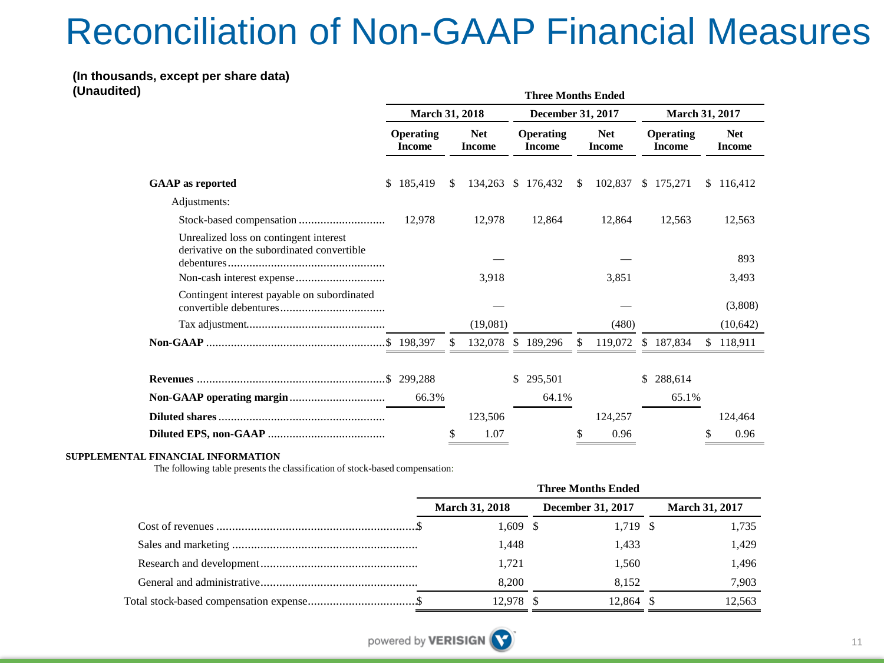# Reconciliation of Non-GAAP Financial Measures

**(In thousands, except per share data)**
**(Unaudited)**

| | Three Months Ended | | | | | |
|---|---|---|---|---|---|---|
| | March 31, 2018 | | December 31, 2017 | | March 31, 2017 | |
| | Operating Income | Net Income | Operating Income | Net Income | Operating Income | Net Income |
| **GAAP as reported** | $ 185,419 | $ 134,263 | $ 176,432 | $ 102,837 | $ 175,271 | $ 116,412 |
| Adjustments: | | | | | | |
| Stock-based compensation | 12,978 | 12,978 | 12,864 | 12,864 | 12,563 | 12,563 |
| Unrealized loss on contingent interest derivative on the subordinated convertible debentures | | — | | — | | 893 |
| Non-cash interest expense | | 3,918 | | 3,851 | | 3,493 |
| Contingent interest payable on subordinated convertible debentures | | — | | — | | (3,808) |
| Tax adjustment | | (19,081) | | (480) | | (10,642) |
| **Non-GAAP** | $ 198,397 | $ 132,078 | $ 189,296 | $ 119,072 | $ 187,834 | $ 118,911 |
| **Revenues** | $ 299,288 | | $ 295,501 | | $ 288,614 | |
| **Non-GAAP operating margin** | 66.3% | | 64.1% | | 65.1% | |
| **Diluted shares** | | 123,506 | | 124,257 | | 124,464 |
| **Diluted EPS, non-GAAP** | | $ 1.07 | | $ 0.96 | | $ 0.96 |

**SUPPLEMENTAL FINANCIAL INFORMATION**

The following table presents the classification of stock-based compensation:

| | Three Months Ended | | |
|---|---|---|---|
| | March 31, 2018 | December 31, 2017 | March 31, 2017 |
| Cost of revenues | $ 1,609 | $ 1,719 | $ 1,735 |
| Sales and marketing | 1,448 | 1,433 | 1,429 |
| Research and development | 1,721 | 1,560 | 1,496 |
| General and administrative | 8,200 | 8,152 | 7,903 |
| Total stock-based compensation expense | $ 12,978 | $ 12,864 | $ 12,563 |

powered by VERISIGN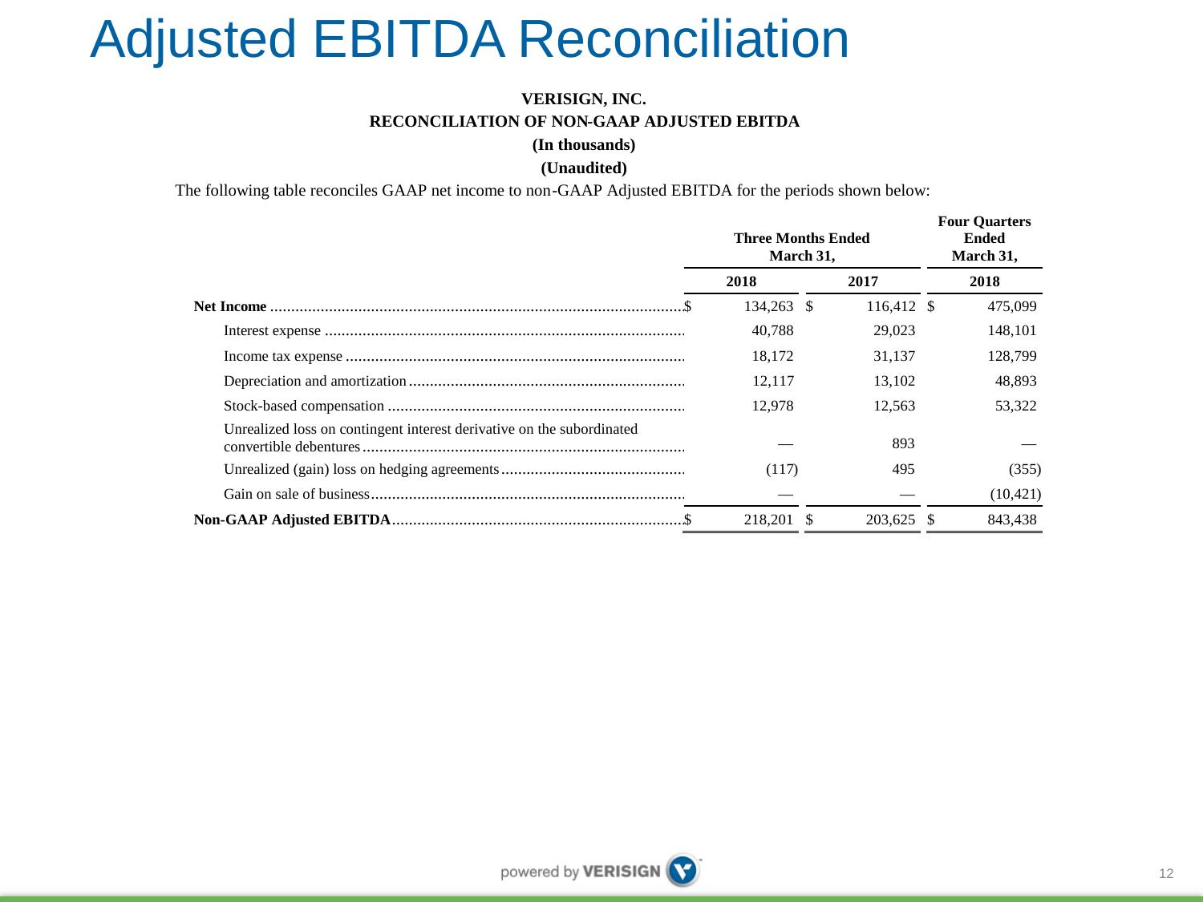# Adjusted EBITDA Reconciliation

**VERISIGN, INC.**

**RECONCILIATION OF NON-GAAP ADJUSTED EBITDA**

**(In thousands)**

**(Unaudited)**

The following table reconciles GAAP net income to non-GAAP Adjusted EBITDA for the periods shown below:

| | Three Months Ended March 31, | | Four Quarters Ended March 31, |
|---|---|---|---|
| | 2018 | 2017 | 2018 |
| **Net Income** | $ 134,263 | $ 116,412 | $ 475,099 |
| Interest expense | 40,788 | 29,023 | 148,101 |
| Income tax expense | 18,172 | 31,137 | 128,799 |
| Depreciation and amortization | 12,117 | 13,102 | 48,893 |
| Stock-based compensation | 12,978 | 12,563 | 53,322 |
| Unrealized loss on contingent interest derivative on the subordinated convertible debentures | — | 893 | — |
| Unrealized (gain) loss on hedging agreements | (117) | 495 | (355) |
| Gain on sale of business | — | — | (10,421) |
| **Non-GAAP Adjusted EBITDA** | $ 218,201 | $ 203,625 | $ 843,438 |

powered by VERISIGN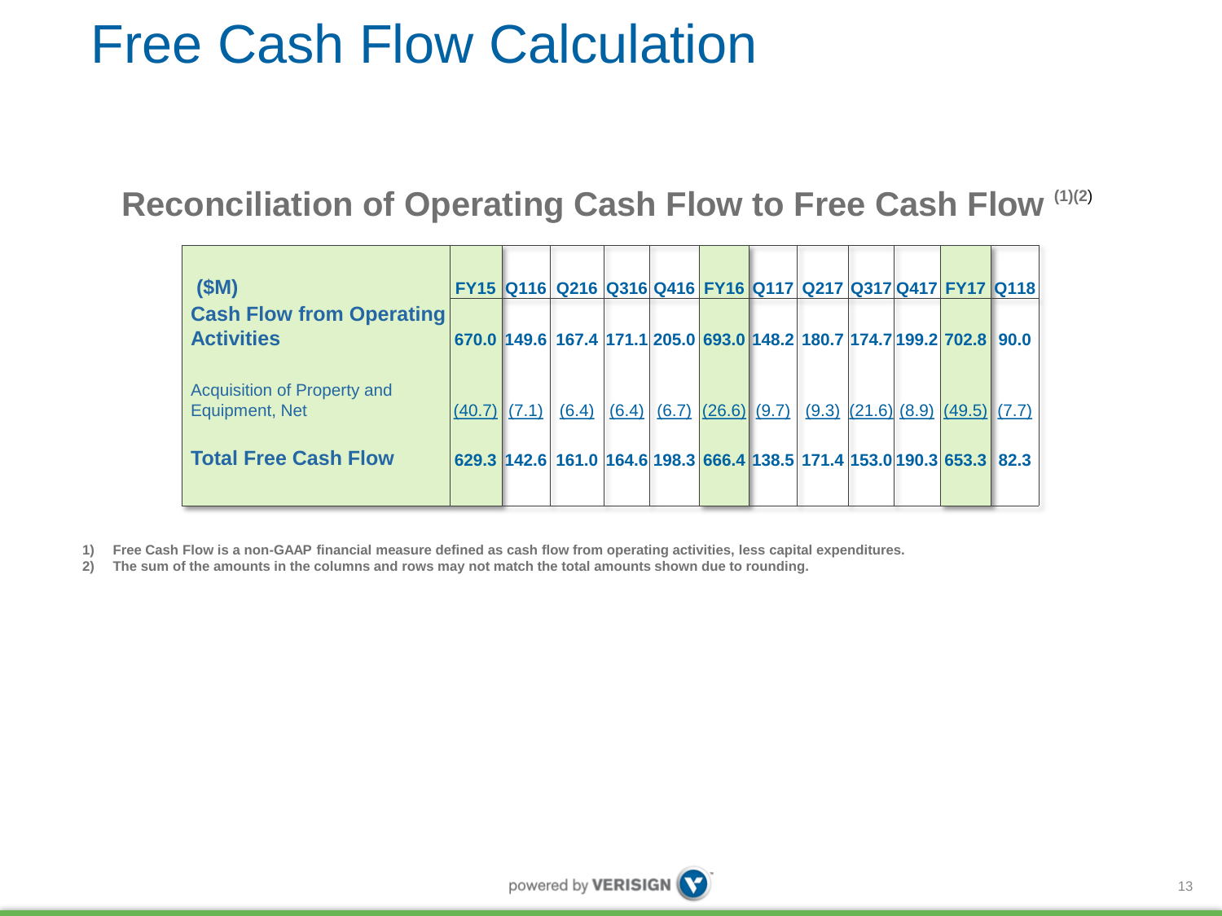# Free Cash Flow Calculation

## Reconciliation of Operating Cash Flow to Free Cash Flow [(1)(2)]

| ($M) | FY15 | Q116 | Q216 | Q316 | Q416 | FY16 | Q117 | Q217 | Q317 | Q417 | FY17 | Q118 |
|---|---|---|---|---|---|---|---|---|---|---|---|---|
| **Cash Flow from Operating Activities** | 670.0 | 149.6 | 167.4 | 171.1 | 205.0 | 693.0 | 148.2 | 180.7 | 174.7 | 199.2 | 702.8 | 90.0 |
| Acquisition of Property and Equipment, Net | (40.7) | (7.1) | (6.4) | (6.4) | (6.7) | (26.6) | (9.7) | (9.3) | (21.6) | (8.9) | (49.5) | (7.7) |
| **Total Free Cash Flow** | 629.3 | 142.6 | 161.0 | 164.6 | 198.3 | 666.4 | 138.5 | 171.4 | 153.0 | 190.3 | 653.3 | 82.3 |

1) Free Cash Flow is a non-GAAP financial measure defined as cash flow from operating activities, less capital expenditures.
2) The sum of the amounts in the columns and rows may not match the total amounts shown due to rounding.

powered by VERISIGN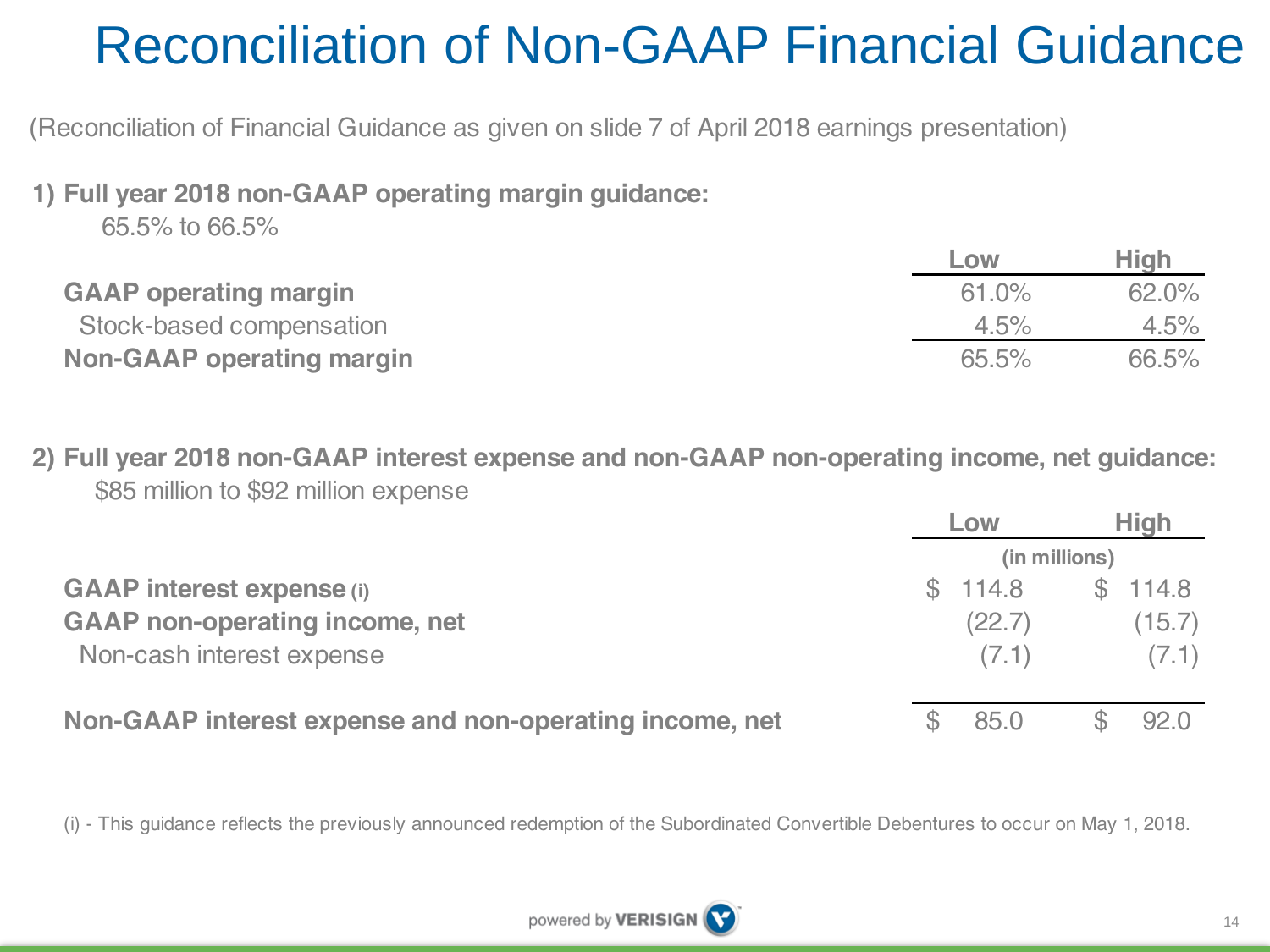# Reconciliation of Non-GAAP Financial Guidance

(Reconciliation of Financial Guidance as given on slide 7 of April 2018 earnings presentation)

**1) Full year 2018 non-GAAP operating margin guidance:**

65.5% to 66.5%

| | Low | High |
|---|---|---|
| **GAAP operating margin** | 61.0% | 62.0% |
| Stock-based compensation | 4.5% | 4.5% |
| **Non-GAAP operating margin** | 65.5% | 66.5% |

**2) Full year 2018 non-GAAP interest expense and non-GAAP non-operating income, net guidance:**

$85 million to $92 million expense

| | Low | High |
|---|---|---|
| | (in millions) | |
| **GAAP interest expense (i)** | $ 114.8 | $ 114.8 |
| **GAAP non-operating income, net** | (22.7) | (15.7) |
| Non-cash interest expense | (7.1) | (7.1) |
| **Non-GAAP interest expense and non-operating income, net** | $ 85.0 | $ 92.0 |

(i) - This guidance reflects the previously announced redemption of the Subordinated Convertible Debentures to occur on May 1, 2018.

powered by VERISIGN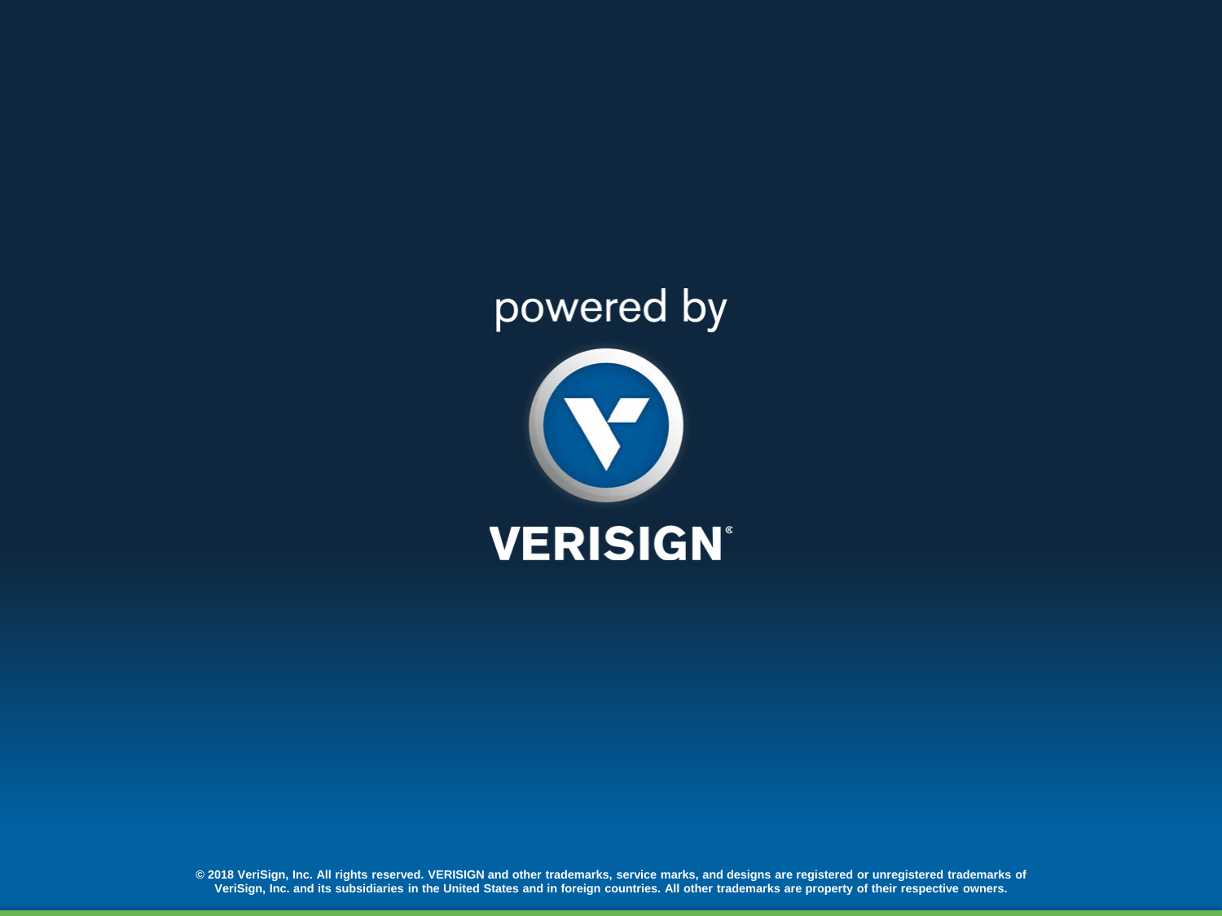powered by

VERISIGN®

© 2018 VeriSign, Inc. All rights reserved. VERISIGN and other trademarks, service marks, and designs are registered or unregistered trademarks of VeriSign, Inc. and its subsidiaries in the United States and in foreign countries. All other trademarks are property of their respective owners.